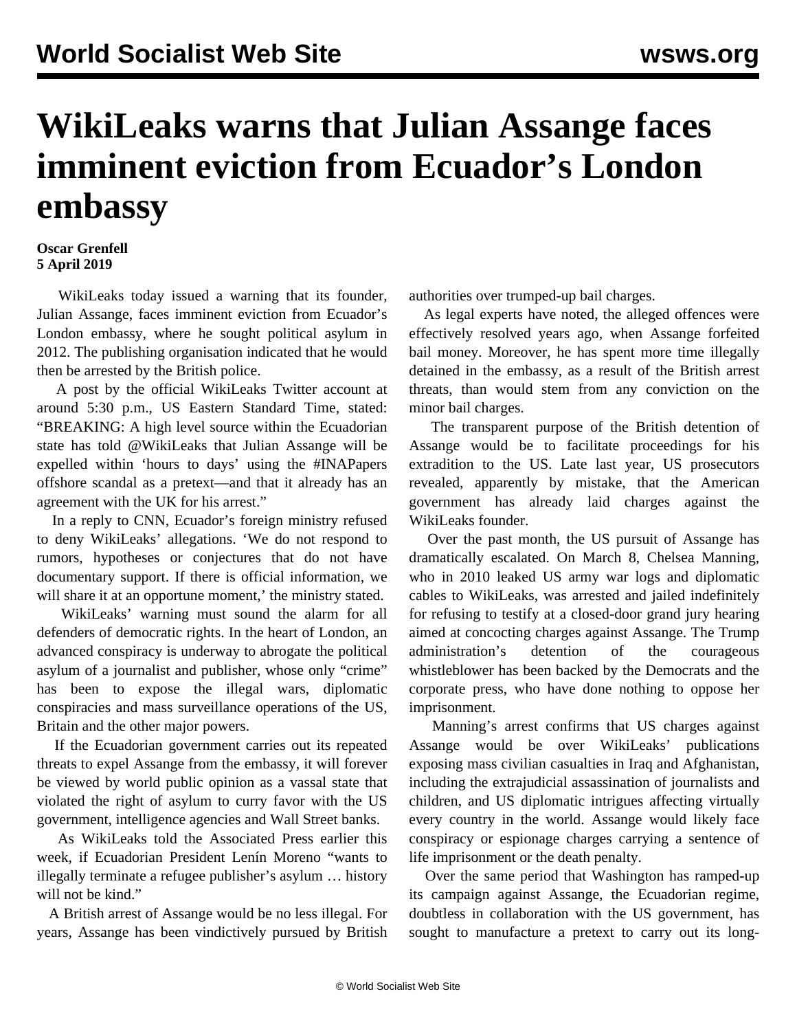# WikiLeaks warns that Julian Assange faces imminent eviction from Ecuador's London embassy

**Oscar Grenfell**
**5 April 2019**

WikiLeaks today issued a warning that its founder, Julian Assange, faces imminent eviction from Ecuador's London embassy, where he sought political asylum in 2012. The publishing organisation indicated that he would then be arrested by the British police.

A post by the official WikiLeaks Twitter account at around 5:30 p.m., US Eastern Standard Time, stated: "BREAKING: A high level source within the Ecuadorian state has told @WikiLeaks that Julian Assange will be expelled within 'hours to days' using the #INAPapers offshore scandal as a pretext—and that it already has an agreement with the UK for his arrest."

In a reply to CNN, Ecuador's foreign ministry refused to deny WikiLeaks' allegations. 'We do not respond to rumors, hypotheses or conjectures that do not have documentary support. If there is official information, we will share it at an opportune moment,' the ministry stated.

WikiLeaks' warning must sound the alarm for all defenders of democratic rights. In the heart of London, an advanced conspiracy is underway to abrogate the political asylum of a journalist and publisher, whose only "crime" has been to expose the illegal wars, diplomatic conspiracies and mass surveillance operations of the US, Britain and the other major powers.

If the Ecuadorian government carries out its repeated threats to expel Assange from the embassy, it will forever be viewed by world public opinion as a vassal state that violated the right of asylum to curry favor with the US government, intelligence agencies and Wall Street banks.

As WikiLeaks told the Associated Press earlier this week, if Ecuadorian President Lenín Moreno "wants to illegally terminate a refugee publisher's asylum … history will not be kind."

A British arrest of Assange would be no less illegal. For years, Assange has been vindictively pursued by British authorities over trumped-up bail charges.

As legal experts have noted, the alleged offences were effectively resolved years ago, when Assange forfeited bail money. Moreover, he has spent more time illegally detained in the embassy, as a result of the British arrest threats, than would stem from any conviction on the minor bail charges.

The transparent purpose of the British detention of Assange would be to facilitate proceedings for his extradition to the US. Late last year, US prosecutors revealed, apparently by mistake, that the American government has already laid charges against the WikiLeaks founder.

Over the past month, the US pursuit of Assange has dramatically escalated. On March 8, Chelsea Manning, who in 2010 leaked US army war logs and diplomatic cables to WikiLeaks, was arrested and jailed indefinitely for refusing to testify at a closed-door grand jury hearing aimed at concocting charges against Assange. The Trump administration's detention of the courageous whistleblower has been backed by the Democrats and the corporate press, who have done nothing to oppose her imprisonment.

Manning's arrest confirms that US charges against Assange would be over WikiLeaks' publications exposing mass civilian casualties in Iraq and Afghanistan, including the extrajudicial assassination of journalists and children, and US diplomatic intrigues affecting virtually every country in the world. Assange would likely face conspiracy or espionage charges carrying a sentence of life imprisonment or the death penalty.

Over the same period that Washington has ramped-up its campaign against Assange, the Ecuadorian regime, doubtless in collaboration with the US government, has sought to manufacture a pretext to carry out its long-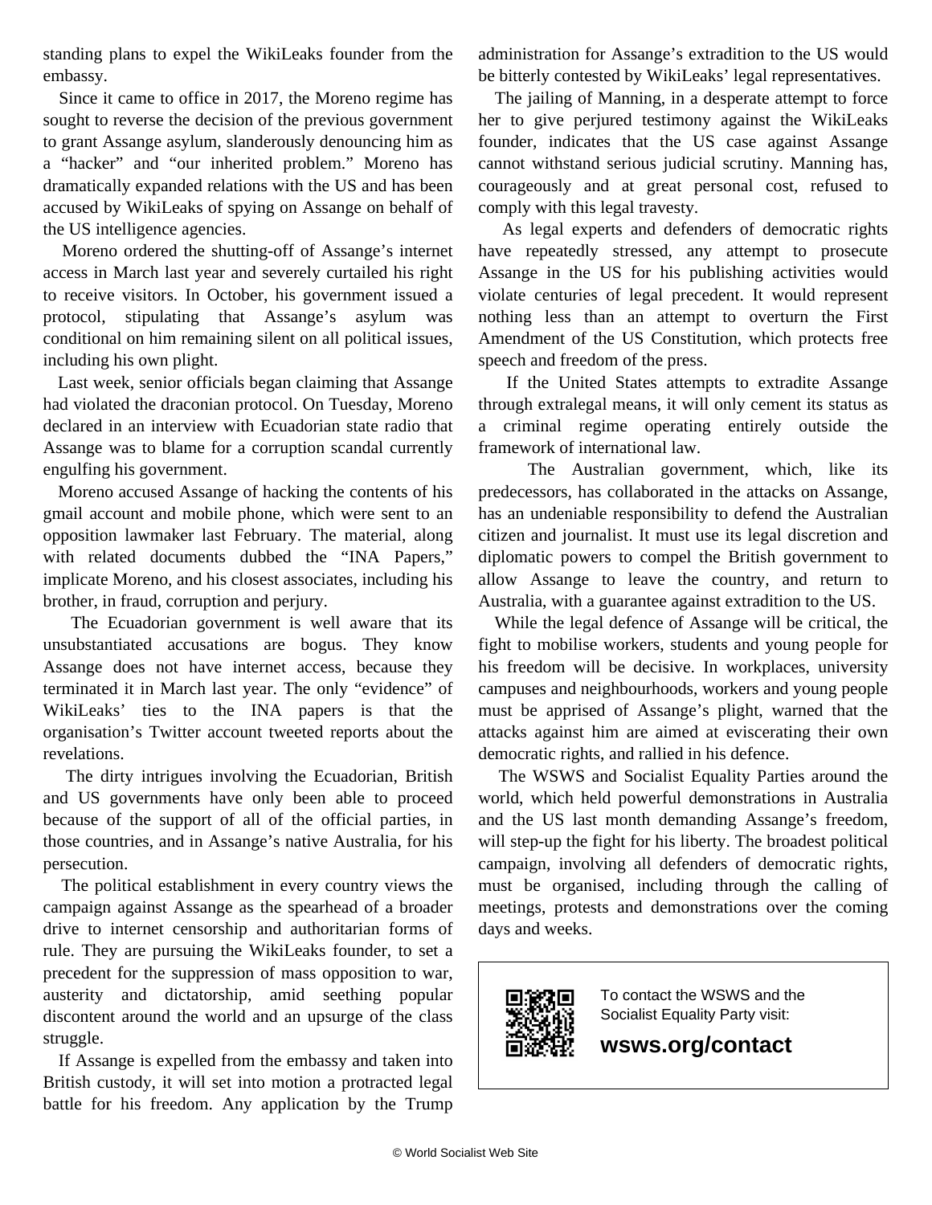standing plans to expel the WikiLeaks founder from the embassy.

Since it came to office in 2017, the Moreno regime has sought to reverse the decision of the previous government to grant Assange asylum, slanderously denouncing him as a "hacker" and "our inherited problem." Moreno has dramatically expanded relations with the US and has been accused by WikiLeaks of spying on Assange on behalf of the US intelligence agencies.

Moreno ordered the shutting-off of Assange's internet access in March last year and severely curtailed his right to receive visitors. In October, his government issued a protocol, stipulating that Assange's asylum was conditional on him remaining silent on all political issues, including his own plight.

Last week, senior officials began claiming that Assange had violated the draconian protocol. On Tuesday, Moreno declared in an interview with Ecuadorian state radio that Assange was to blame for a corruption scandal currently engulfing his government.

Moreno accused Assange of hacking the contents of his gmail account and mobile phone, which were sent to an opposition lawmaker last February. The material, along with related documents dubbed the "INA Papers," implicate Moreno, and his closest associates, including his brother, in fraud, corruption and perjury.

The Ecuadorian government is well aware that its unsubstantiated accusations are bogus. They know Assange does not have internet access, because they terminated it in March last year. The only "evidence" of WikiLeaks' ties to the INA papers is that the organisation's Twitter account tweeted reports about the revelations.

The dirty intrigues involving the Ecuadorian, British and US governments have only been able to proceed because of the support of all of the official parties, in those countries, and in Assange's native Australia, for his persecution.

The political establishment in every country views the campaign against Assange as the spearhead of a broader drive to internet censorship and authoritarian forms of rule. They are pursuing the WikiLeaks founder, to set a precedent for the suppression of mass opposition to war, austerity and dictatorship, amid seething popular discontent around the world and an upsurge of the class struggle.

If Assange is expelled from the embassy and taken into British custody, it will set into motion a protracted legal battle for his freedom. Any application by the Trump administration for Assange's extradition to the US would be bitterly contested by WikiLeaks' legal representatives.

The jailing of Manning, in a desperate attempt to force her to give perjured testimony against the WikiLeaks founder, indicates that the US case against Assange cannot withstand serious judicial scrutiny. Manning has, courageously and at great personal cost, refused to comply with this legal travesty.

As legal experts and defenders of democratic rights have repeatedly stressed, any attempt to prosecute Assange in the US for his publishing activities would violate centuries of legal precedent. It would represent nothing less than an attempt to overturn the First Amendment of the US Constitution, which protects free speech and freedom of the press.

If the United States attempts to extradite Assange through extralegal means, it will only cement its status as a criminal regime operating entirely outside the framework of international law.

The Australian government, which, like its predecessors, has collaborated in the attacks on Assange, has an undeniable responsibility to defend the Australian citizen and journalist. It must use its legal discretion and diplomatic powers to compel the British government to allow Assange to leave the country, and return to Australia, with a guarantee against extradition to the US.

While the legal defence of Assange will be critical, the fight to mobilise workers, students and young people for his freedom will be decisive. In workplaces, university campuses and neighbourhoods, workers and young people must be apprised of Assange's plight, warned that the attacks against him are aimed at eviscerating their own democratic rights, and rallied in his defence.

The WSWS and Socialist Equality Parties around the world, which held powerful demonstrations in Australia and the US last month demanding Assange's freedom, will step-up the fight for his liberty. The broadest political campaign, involving all defenders of democratic rights, must be organised, including through the calling of meetings, protests and demonstrations over the coming days and weeks.

To contact the WSWS and the Socialist Equality Party visit:

**wsws.org/contact**